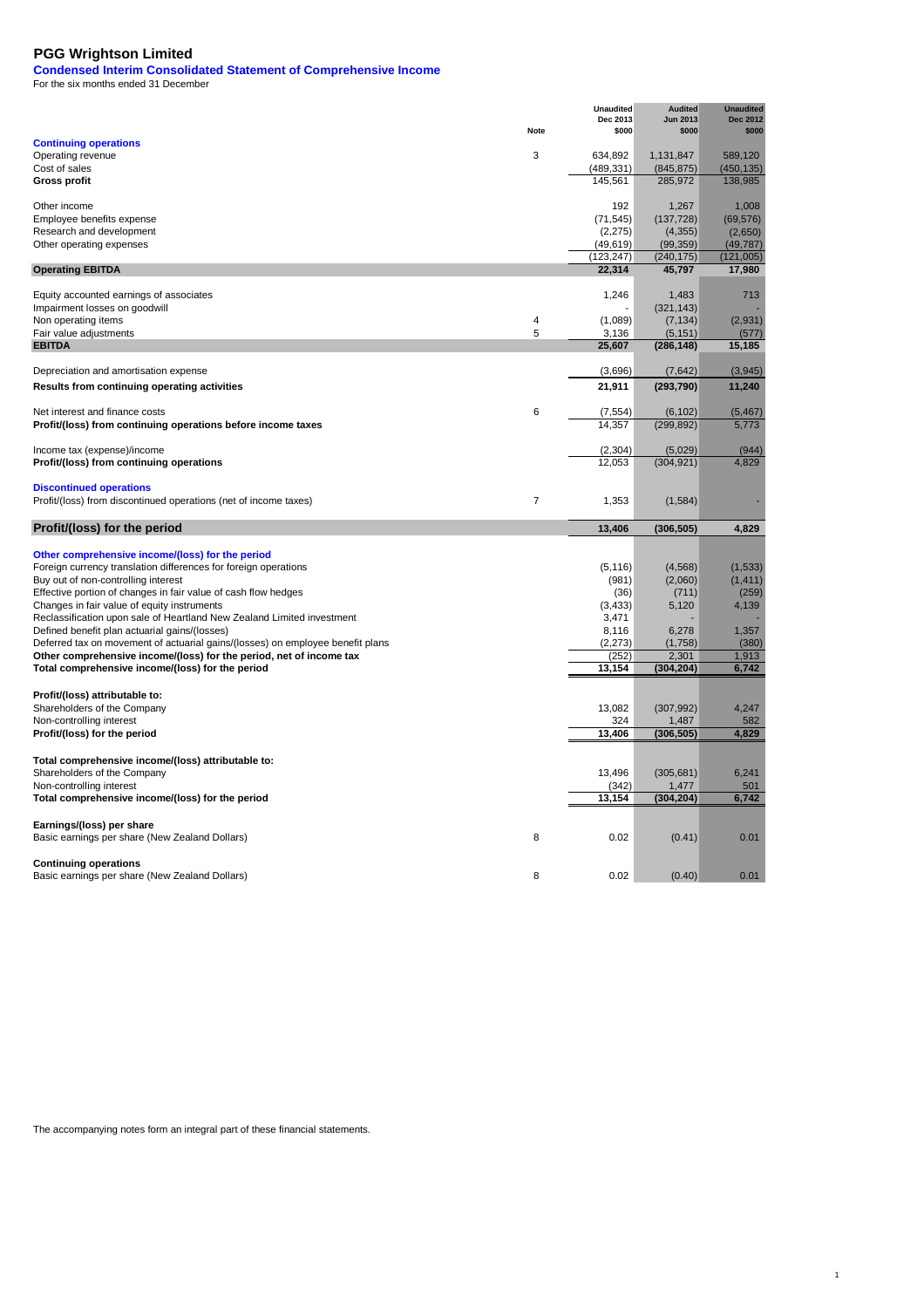# PGG Wrightson Limited

## Condensed Interim Consolidated Statement of Comprehensive Income

For the six months ended 31 December

| | Note | Unaudited Dec 2013 $000 | Audited Jun 2013 $000 | Unaudited Dec 2012 $000 |
|---|---|---|---|---|
| **Continuing operations** | | | | |
| Operating revenue | 3 | 634,892 | 1,131,847 | 589,120 |
| Cost of sales | | (489,331) | (845,875) | (450,135) |
| **Gross profit** | | 145,561 | 285,972 | 138,985 |
| | | | | |
| Other income | | 192 | 1,267 | 1,008 |
| Employee benefits expense | | (71,545) | (137,728) | (69,576) |
| Research and development | | (2,275) | (4,355) | (2,650) |
| Other operating expenses | | (49,619) | (99,359) | (49,787) |
| | | (123,247) | (240,175) | (121,005) |
| **Operating EBITDA** | | **22,314** | **45,797** | **17,980** |
| | | | | |
| Equity accounted earnings of associates | | 1,246 | 1,483 | 713 |
| Impairment losses on goodwill | | - | (321,143) | - |
| Non operating items | 4 | (1,089) | (7,134) | (2,931) |
| Fair value adjustments | 5 | 3,136 | (5,151) | (577) |
| **EBITDA** | | **25,607** | **(286,148)** | **15,185** |
| | | | | |
| Depreciation and amortisation expense | | (3,696) | (7,642) | (3,945) |
| **Results from continuing operating activities** | | **21,911** | **(293,790)** | **11,240** |
| | | | | |
| Net interest and finance costs | 6 | (7,554) | (6,102) | (5,467) |
| **Profit/(loss) from continuing operations before income taxes** | | 14,357 | (299,892) | 5,773 |
| | | | | |
| Income tax (expense)/income | | (2,304) | (5,029) | (944) |
| **Profit/(loss) from continuing operations** | | 12,053 | (304,921) | 4,829 |
| | | | | |
| **Discontinued operations** | | | | |
| Profit/(loss) from discontinued operations (net of income taxes) | 7 | 1,353 | (1,584) | - |
| | | | | |
| **Profit/(loss) for the period** | | **13,406** | **(306,505)** | **4,829** |
| | | | | |
| **Other comprehensive income/(loss) for the period** | | | | |
| Foreign currency translation differences for foreign operations | | (5,116) | (4,568) | (1,533) |
| Buy out of non-controlling interest | | (981) | (2,060) | (1,411) |
| Effective portion of changes in fair value of cash flow hedges | | (36) | (711) | (259) |
| Changes in fair value of equity instruments | | (3,433) | 5,120 | 4,139 |
| Reclassification upon sale of Heartland New Zealand Limited investment | | 3,471 | - | - |
| Defined benefit plan actuarial gains/(losses) | | 8,116 | 6,278 | 1,357 |
| Deferred tax on movement of actuarial gains/(losses) on employee benefit plans | | (2,273) | (1,758) | (380) |
| **Other comprehensive income/(loss) for the period, net of income tax** | | (252) | 2,301 | 1,913 |
| **Total comprehensive income/(loss) for the period** | | **13,154** | **(304,204)** | **6,742** |
| | | | | |
| **Profit/(loss) attributable to:** | | | | |
| Shareholders of the Company | | 13,082 | (307,992) | 4,247 |
| Non-controlling interest | | 324 | 1,487 | 582 |
| **Profit/(loss) for the period** | | **13,406** | **(306,505)** | **4,829** |
| | | | | |
| **Total comprehensive income/(loss) attributable to:** | | | | |
| Shareholders of the Company | | 13,496 | (305,681) | 6,241 |
| Non-controlling interest | | (342) | 1,477 | 501 |
| **Total comprehensive income/(loss) for the period** | | **13,154** | **(304,204)** | **6,742** |
| | | | | |
| **Earnings/(loss) per share** | | | | |
| Basic earnings per share (New Zealand Dollars) | 8 | 0.02 | (0.41) | 0.01 |
| | | | | |
| **Continuing operations** | | | | |
| Basic earnings per share (New Zealand Dollars) | 8 | 0.02 | (0.40) | 0.01 |

The accompanying notes form an integral part of these financial statements.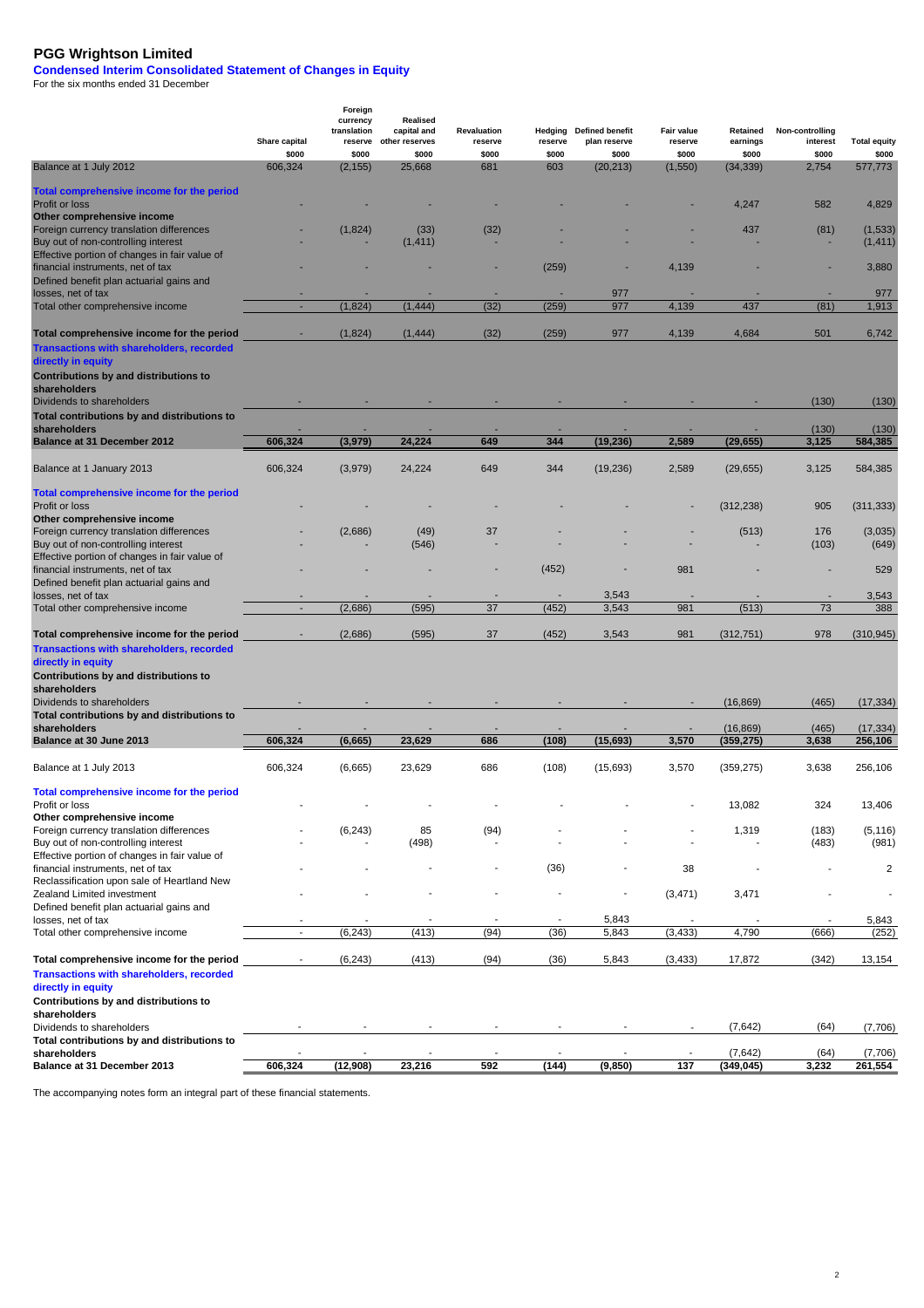# PGG Wrightson Limited

## Condensed Interim Consolidated Statement of Changes in Equity

For the six months ended 31 December

| | Share capital | Foreign currency translation reserve | Realised capital and other reserves | Revaluation reserve | Hedging reserve | Defined benefit plan reserve | Fair value reserve | Retained earnings | Non-controlling interest | Total equity |
|---|---|---|---|---|---|---|---|---|---|---|
| | $000 | $000 | $000 | $000 | $000 | $000 | $000 | $000 | $000 | $000 |
| Balance at 1 July 2012 | 606,324 | (2,155) | 25,668 | 681 | 603 | (20,213) | (1,550) | (34,339) | 2,754 | 577,773 |
| **Total comprehensive income for the period** | | | | | | | | | | |
| Profit or loss | - | - | - | - | - | - | - | 4,247 | 582 | 4,829 |
| **Other comprehensive income** | | | | | | | | | | |
| Foreign currency translation differences | - | (1,824) | (33) | (32) | - | - | - | 437 | (81) | (1,533) |
| Buy out of non-controlling interest | - | - | (1,411) | - | - | - | - | - | - | (1,411) |
| Effective portion of changes in fair value of financial instruments, net of tax | - | - | - | - | (259) | - | 4,139 | - | - | 3,880 |
| Defined benefit plan actuarial gains and losses, net of tax | - | - | - | - | - | 977 | - | - | - | 977 |
| Total other comprehensive income | - | (1,824) | (1,444) | (32) | (259) | 977 | 4,139 | 437 | (81) | 1,913 |
| **Total comprehensive income for the period** | - | (1,824) | (1,444) | (32) | (259) | 977 | 4,139 | 4,684 | 501 | 6,742 |
| **Transactions with shareholders, recorded directly in equity** | | | | | | | | | | |
| **Contributions by and distributions to shareholders** | | | | | | | | | | |
| Dividends to shareholders | - | - | - | - | - | - | - | - | (130) | (130) |
| **Total contributions by and distributions to shareholders** | - | - | - | - | - | - | - | - | (130) | (130) |
| **Balance at 31 December 2012** | **606,324** | **(3,979)** | **24,224** | **649** | **344** | **(19,236)** | **2,589** | **(29,655)** | **3,125** | **584,385** |
| Balance at 1 January 2013 | 606,324 | (3,979) | 24,224 | 649 | 344 | (19,236) | 2,589 | (29,655) | 3,125 | 584,385 |
| **Total comprehensive income for the period** | | | | | | | | | | |
| Profit or loss | - | - | - | - | - | - | - | (312,238) | 905 | (311,333) |
| **Other comprehensive income** | | | | | | | | | | |
| Foreign currency translation differences | - | (2,686) | (49) | 37 | - | - | - | (513) | 176 | (3,035) |
| Buy out of non-controlling interest | - | - | (546) | - | - | - | - | - | (103) | (649) |
| Effective portion of changes in fair value of financial instruments, net of tax | - | - | - | - | (452) | - | 981 | - | - | 529 |
| Defined benefit plan actuarial gains and losses, net of tax | - | - | - | - | - | 3,543 | - | - | - | 3,543 |
| Total other comprehensive income | - | (2,686) | (595) | 37 | (452) | 3,543 | 981 | (513) | 73 | 388 |
| **Total comprehensive income for the period** | - | (2,686) | (595) | 37 | (452) | 3,543 | 981 | (312,751) | 978 | (310,945) |
| **Transactions with shareholders, recorded directly in equity** | | | | | | | | | | |
| **Contributions by and distributions to shareholders** | | | | | | | | | | |
| Dividends to shareholders | - | - | - | - | - | - | - | (16,869) | (465) | (17,334) |
| **Total contributions by and distributions to shareholders** | - | - | - | - | - | - | - | (16,869) | (465) | (17,334) |
| **Balance at 30 June 2013** | **606,324** | **(6,665)** | **23,629** | **686** | **(108)** | **(15,693)** | **3,570** | **(359,275)** | **3,638** | **256,106** |
| Balance at 1 July 2013 | 606,324 | (6,665) | 23,629 | 686 | (108) | (15,693) | 3,570 | (359,275) | 3,638 | 256,106 |
| **Total comprehensive income for the period** | | | | | | | | | | |
| Profit or loss | - | - | - | - | - | - | - | 13,082 | 324 | 13,406 |
| **Other comprehensive income** | | | | | | | | | | |
| Foreign currency translation differences | - | (6,243) | 85 | (94) | - | - | - | 1,319 | (183) | (5,116) |
| Buy out of non-controlling interest | - | - | (498) | - | - | - | - | - | (483) | (981) |
| Effective portion of changes in fair value of financial instruments, net of tax | - | - | - | - | (36) | - | 38 | - | - | 2 |
| Reclassification upon sale of Heartland New Zealand Limited investment | - | - | - | - | - | - | (3,471) | 3,471 | - | - |
| Defined benefit plan actuarial gains and losses, net of tax | - | - | - | - | - | 5,843 | - | - | - | 5,843 |
| Total other comprehensive income | - | (6,243) | (413) | (94) | (36) | 5,843 | (3,433) | 4,790 | (666) | (252) |
| **Total comprehensive income for the period** | - | (6,243) | (413) | (94) | (36) | 5,843 | (3,433) | 17,872 | (342) | 13,154 |
| **Transactions with shareholders, recorded directly in equity** | | | | | | | | | | |
| **Contributions by and distributions to shareholders** | | | | | | | | | | |
| Dividends to shareholders | - | - | - | - | - | - | - | (7,642) | (64) | (7,706) |
| **Total contributions by and distributions to shareholders** | - | - | - | - | - | - | - | (7,642) | (64) | (7,706) |
| **Balance at 31 December 2013** | **606,324** | **(12,908)** | **23,216** | **592** | **(144)** | **(9,850)** | **137** | **(349,045)** | **3,232** | **261,554** |

The accompanying notes form an integral part of these financial statements.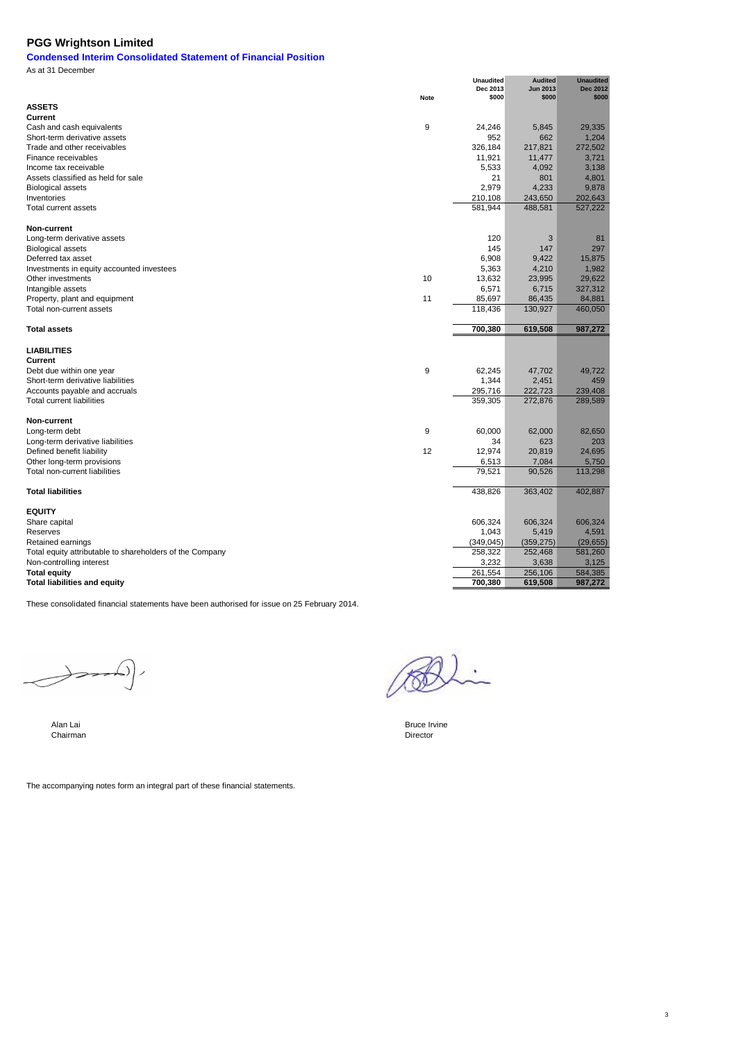# PGG Wrightson Limited

## Condensed Interim Consolidated Statement of Financial Position

As at 31 December

| | Note | Unaudited Dec 2013 $000 | Audited Jun 2013 $000 | Unaudited Dec 2012 $000 |
|---|---|---|---|---|
| **ASSETS** | | | | |
| **Current** | | | | |
| Cash and cash equivalents | 9 | 24,246 | 5,845 | 29,335 |
| Short-term derivative assets | | 952 | 662 | 1,204 |
| Trade and other receivables | | 326,184 | 217,821 | 272,502 |
| Finance receivables | | 11,921 | 11,477 | 3,721 |
| Income tax receivable | | 5,533 | 4,092 | 3,138 |
| Assets classified as held for sale | | 21 | 801 | 4,801 |
| Biological assets | | 2,979 | 4,233 | 9,878 |
| Inventories | | 210,108 | 243,650 | 202,643 |
| Total current assets | | 581,944 | 488,581 | 527,222 |
| **Non-current** | | | | |
| Long-term derivative assets | | 120 | 3 | 81 |
| Biological assets | | 145 | 147 | 297 |
| Deferred tax asset | | 6,908 | 9,422 | 15,875 |
| Investments in equity accounted investees | | 5,363 | 4,210 | 1,982 |
| Other investments | 10 | 13,632 | 23,995 | 29,622 |
| Intangible assets | | 6,571 | 6,715 | 327,312 |
| Property, plant and equipment | 11 | 85,697 | 86,435 | 84,881 |
| Total non-current assets | | 118,436 | 130,927 | 460,050 |
| **Total assets** | | **700,380** | **619,508** | **987,272** |
| **LIABILITIES** | | | | |
| **Current** | | | | |
| Debt due within one year | 9 | 62,245 | 47,702 | 49,722 |
| Short-term derivative liabilities | | 1,344 | 2,451 | 459 |
| Accounts payable and accruals | | 295,716 | 222,723 | 239,408 |
| Total current liabilities | | 359,305 | 272,876 | 289,589 |
| **Non-current** | | | | |
| Long-term debt | 9 | 60,000 | 62,000 | 82,650 |
| Long-term derivative liabilities | | 34 | 623 | 203 |
| Defined benefit liability | 12 | 12,974 | 20,819 | 24,695 |
| Other long-term provisions | | 6,513 | 7,084 | 5,750 |
| Total non-current liabilities | | 79,521 | 90,526 | 113,298 |
| **Total liabilities** | | 438,826 | 363,402 | 402,887 |
| **EQUITY** | | | | |
| Share capital | | 606,324 | 606,324 | 606,324 |
| Reserves | | 1,043 | 5,419 | 4,591 |
| Retained earnings | | (349,045) | (359,275) | (29,655) |
| Total equity attributable to shareholders of the Company | | 258,322 | 252,468 | 581,260 |
| Non-controlling interest | | 3,232 | 3,638 | 3,125 |
| **Total equity** | | **261,554** | **256,106** | **584,385** |
| **Total liabilities and equity** | | **700,380** | **619,508** | **987,272** |

These consolidated financial statements have been authorised for issue on 25 February 2014.

Alan Lai
Chairman

Bruce Irvine
Director

The accompanying notes form an integral part of these financial statements.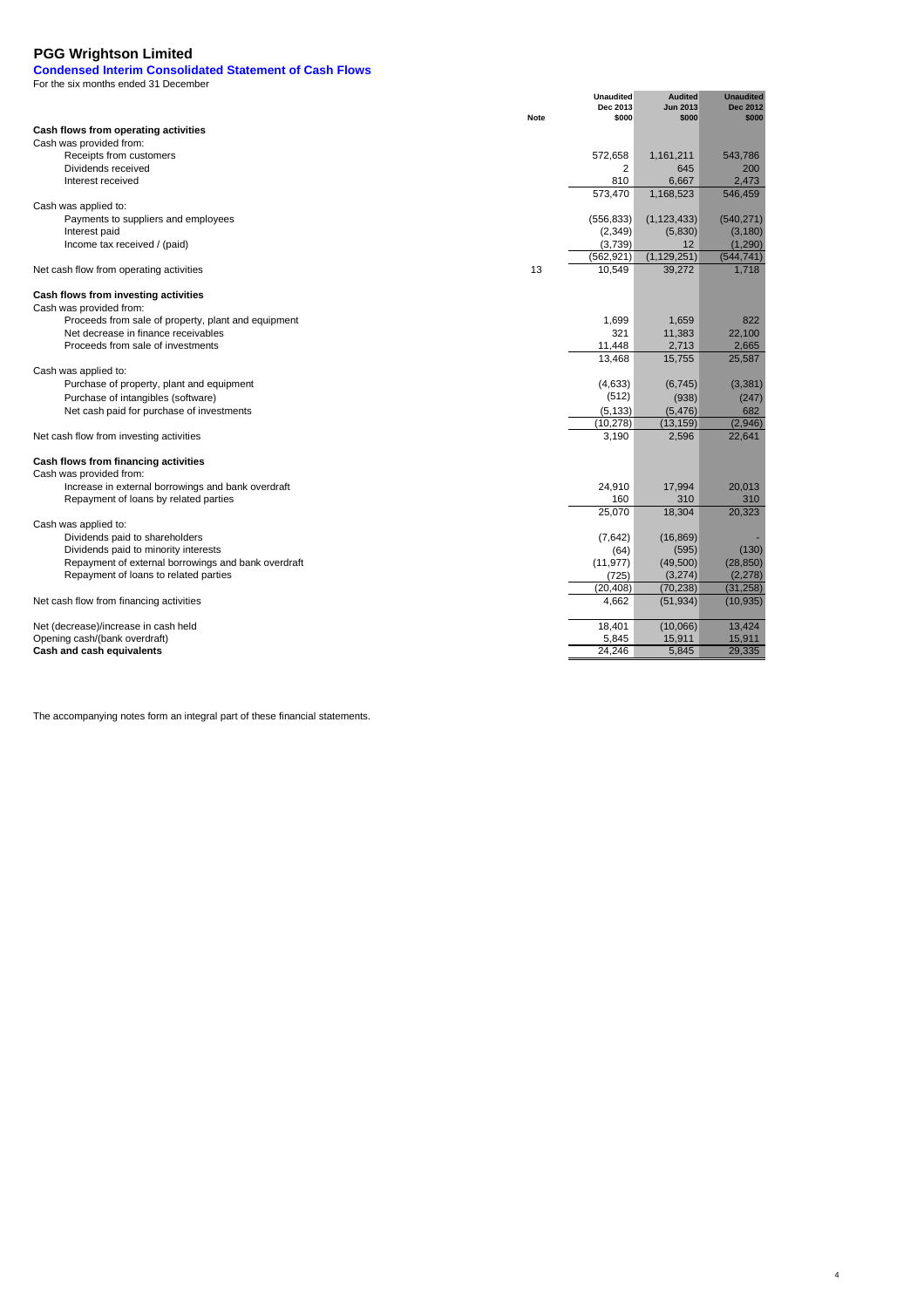# PGG Wrightson Limited

## Condensed Interim Consolidated Statement of Cash Flows

For the six months ended 31 December

| | Note | Unaudited Dec 2013 $000 | Audited Jun 2013 $000 | Unaudited Dec 2012 $000 |
|---|---|---|---|---|
| **Cash flows from operating activities** | | | | |
| Cash was provided from: | | | | |
| Receipts from customers | | 572,658 | 1,161,211 | 543,786 |
| Dividends received | | 2 | 645 | 200 |
| Interest received | | 810 | 6,667 | 2,473 |
| | | 573,470 | 1,168,523 | 546,459 |
| Cash was applied to: | | | | |
| Payments to suppliers and employees | | (556,833) | (1,123,433) | (540,271) |
| Interest paid | | (2,349) | (5,830) | (3,180) |
| Income tax received / (paid) | | (3,739) | 12 | (1,290) |
| | | (562,921) | (1,129,251) | (544,741) |
| Net cash flow from operating activities | 13 | 10,549 | 39,272 | 1,718 |
| **Cash flows from investing activities** | | | | |
| Cash was provided from: | | | | |
| Proceeds from sale of property, plant and equipment | | 1,699 | 1,659 | 822 |
| Net decrease in finance receivables | | 321 | 11,383 | 22,100 |
| Proceeds from sale of investments | | 11,448 | 2,713 | 2,665 |
| | | 13,468 | 15,755 | 25,587 |
| Cash was applied to: | | | | |
| Purchase of property, plant and equipment | | (4,633) | (6,745) | (3,381) |
| Purchase of intangibles (software) | | (512) | (938) | (247) |
| Net cash paid for purchase of investments | | (5,133) | (5,476) | 682 |
| | | (10,278) | (13,159) | (2,946) |
| Net cash flow from investing activities | | 3,190 | 2,596 | 22,641 |
| **Cash flows from financing activities** | | | | |
| Cash was provided from: | | | | |
| Increase in external borrowings and bank overdraft | | 24,910 | 17,994 | 20,013 |
| Repayment of loans by related parties | | 160 | 310 | 310 |
| | | 25,070 | 18,304 | 20,323 |
| Cash was applied to: | | | | |
| Dividends paid to shareholders | | (7,642) | (16,869) | - |
| Dividends paid to minority interests | | (64) | (595) | (130) |
| Repayment of external borrowings and bank overdraft | | (11,977) | (49,500) | (28,850) |
| Repayment of loans to related parties | | (725) | (3,274) | (2,278) |
| | | (20,408) | (70,238) | (31,258) |
| Net cash flow from financing activities | | 4,662 | (51,934) | (10,935) |
| Net (decrease)/increase in cash held | | 18,401 | (10,066) | 13,424 |
| Opening cash/(bank overdraft) | | 5,845 | 15,911 | 15,911 |
| **Cash and cash equivalents** | | 24,246 | 5,845 | 29,335 |

The accompanying notes form an integral part of these financial statements.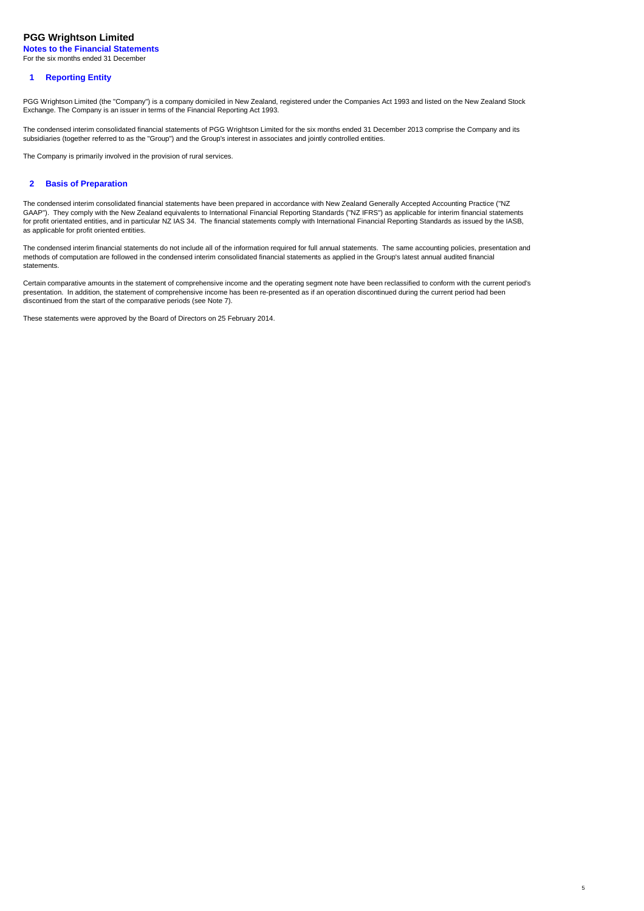# PGG Wrightson Limited

**Notes to the Financial Statements**

For the six months ended 31 December

## 1 Reporting Entity

PGG Wrightson Limited (the "Company") is a company domiciled in New Zealand, registered under the Companies Act 1993 and listed on the New Zealand Stock Exchange. The Company is an issuer in terms of the Financial Reporting Act 1993.

The condensed interim consolidated financial statements of PGG Wrightson Limited for the six months ended 31 December 2013 comprise the Company and its subsidiaries (together referred to as the "Group") and the Group's interest in associates and jointly controlled entities.

The Company is primarily involved in the provision of rural services.

## 2 Basis of Preparation

The condensed interim consolidated financial statements have been prepared in accordance with New Zealand Generally Accepted Accounting Practice ("NZ GAAP"). They comply with the New Zealand equivalents to International Financial Reporting Standards ("NZ IFRS") as applicable for interim financial statements for profit orientated entities, and in particular NZ IAS 34. The financial statements comply with International Financial Reporting Standards as issued by the IASB, as applicable for profit oriented entities.

The condensed interim financial statements do not include all of the information required for full annual statements. The same accounting policies, presentation and methods of computation are followed in the condensed interim consolidated financial statements as applied in the Group's latest annual audited financial statements.

Certain comparative amounts in the statement of comprehensive income and the operating segment note have been reclassified to conform with the current period's presentation. In addition, the statement of comprehensive income has been re-presented as if an operation discontinued during the current period had been discontinued from the start of the comparative periods (see Note 7).

These statements were approved by the Board of Directors on 25 February 2014.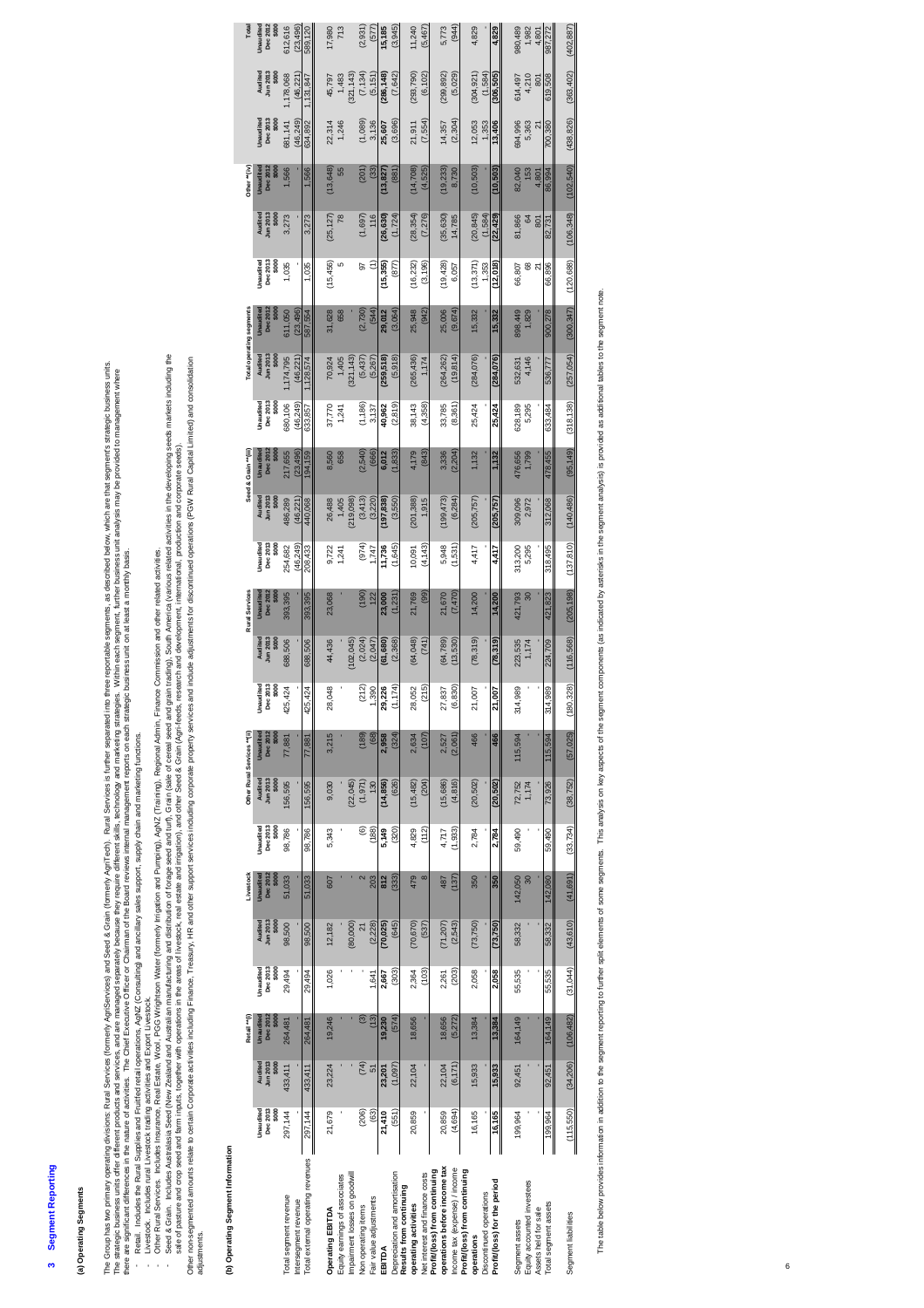## 3 Segment Reporting

### (a) Operating Segments

The Group has two primary operating divisions: Rural Services (formerly AgriServices) and Seed & Grain (formerly AgriTech). Rural Services is further separated into three reportable segments, as described below, which are that segment's strategic business units. The strategic business units offer different products and services, and are managed separately because they require different skills, technology and marketing strategies. Within each segment, further business unit analysis may be provided to management where there are significant differences in the nature of activities. The Chief Executive Officer or Chairman of the Board reviews internal management reports on each strategic business unit on at least a monthly basis.

- Retail. Includes the Rural Supplies and Fruitfed retail operations, AgNZ (Consulting) and ancillary sales support, supply chain and marketing functions.
- Livestock. Includes rural Livestock trading activities and Export Livestock.
- Other Rural Services. Includes Insurance, Real Estate, Wool, PGG Wrightson Water (formerly Irrigation and Pumping), AgNZ (Training), Regional Admin, Finance Commission and other related activities.
- Seed & Grain. Includes Australasia Seed (New Zealand and Australian manufacturing and distribution of forage seed and turf), Grain (sale of cereal seed and grain trading), South America (various related activities in the developing seeds markets including the sale of pasture and crop seed and farm inputs, together with operations in the areas of livestock, real estate and irrigation), and other Seed & Grain (Agri-feeds, research and development, international, production and corporate seeds).

Other non-segmented amounts relate to certain Corporate activities including Finance, Treasury, HR and other support services including corporate property services and include adjustments for discontinued operations (PGW Rural Capital Limited) and consolidation adjustments.

### (b) Operating Segment Information

| | Retail *(i) | | | Livestock | | | Other Rural Services *(ii) | | | Rural Services | | | Seed & Grain *(iii) | | | Total operating segments | | | Other *(iv) | | | Total | | |
|---|---|---|---|---|---|---|---|---|---|---|---|---|---|---|---|---|---|---|---|---|---|---|---|---|
| | Unaudited Dec 2013 $000 | Audited Jun 2013 $000 | Unaudited Dec 2012 $000 | Unaudited Dec 2013 $000 | Audited Jun 2013 $000 | Unaudited Dec 2012 $000 | Unaudited Dec 2013 $000 | Audited Jun 2013 $000 | Unaudited Dec 2012 $000 | Unaudited Dec 2013 $000 | Audited Jun 2013 $000 | Unaudited Dec 2012 $000 | Unaudited Dec 2013 $000 | Audited Jun 2013 $000 | Unaudited Dec 2012 $000 | Unaudited Dec 2013 $000 | Audited Jun 2013 $000 | Unaudited Dec 2012 $000 | Unaudited Dec 2013 $000 | Audited Jun 2013 $000 | Unaudited Dec 2012 $000 | Unaudited Dec 2013 $000 | Audited Jun 2013 $000 | Unaudited Dec 2012 $000 |
| Total segment revenue | 297,144 | 433,411 | 264,481 | 29,494 | 98,500 | 51,033 | 98,786 | 156,595 | 77,881 | 425,424 | 688,506 | 393,395 | 254,682 | 486,289 | 217,655 | 680,106 | 1,174,795 | 611,050 | 1,035 | 3,273 | 1,566 | 681,141 | 1,178,068 | 612,616 |
| Intersegment revenue | - | - | - | - | - | - | - | - | - | - | - | - | (46,249) | (46,221) | (23,496) | (46,249) | (46,221) | (23,496) | - | - | - | (46,249) | (46,221) | (23,496) |
| Total external operating revenues | 297,144 | 433,411 | 264,481 | 29,494 | 98,500 | 51,033 | 98,786 | 156,595 | 77,881 | 425,424 | 688,506 | 393,395 | 208,433 | 440,068 | 194,159 | 633,857 | 1,128,574 | 587,554 | 1,035 | 3,273 | 1,566 | 634,892 | 1,131,847 | 589,120 |
| | | | | | | | | | | | | | | | | | | | | | | | | |
| Operating EBITDA | 21,679 | 23,224 | 19,246 | 1,026 | 12,182 | 607 | 5,343 | 9,030 | 3,215 | 28,048 | 44,436 | 23,068 | 9,722 | 26,488 | 8,560 | 37,770 | 70,924 | 31,628 | (15,456) | (25,127) | (13,648) | 22,314 | 45,797 | 17,980 |
| Equity earnings of associates | - | - | - | - | - | - | - | - | - | - | - | - | 1,241 | 1,405 | 658 | 1,241 | 1,405 | 658 | 5 | 78 | 55 | 1,246 | 1,483 | 713 |
| Impairment losses on goodwill | - | - | - | - | (80,000) | - | - | (22,045) | - | - | (102,045) | - | - | (219,098) | - | - | (321,143) | - | - | - | - | - | (321,143) | - |
| Non operating items | (206) | (74) | (3) | - | 21 | 2 | (6) | (1,971) | (189) | (212) | (2,024) | (190) | (974) | (3,413) | (2,540) | (1,186) | (5,437) | (2,730) | 97 | (1,697) | (201) | (1,089) | (7,134) | (2,931) |
| Fair value adjustments | (63) | 51 | (13) | 1,641 | (2,228) | 203 | (188) | 130 | (68) | 1,390 | (2,047) | 122 | 1,747 | (3,220) | (666) | 3,137 | (5,267) | (544) | (1) | 116 | (33) | 3,136 | (5,151) | (577) |
| **EBITDA** | **21,410** | **23,201** | **19,230** | **2,667** | **(70,025)** | **812** | **5,149** | **(14,856)** | **2,958** | **29,226** | **(61,680)** | **23,000** | **11,736** | **(197,838)** | **6,012** | **40,962** | **(259,518)** | **29,012** | **(15,355)** | **(26,630)** | **(13,827)** | **25,607** | **(286,148)** | **15,185** |
| Depreciation and amortisation | (551) | (1,097) | (574) | (303) | (645) | (333) | (320) | (626) | (324) | (1,174) | (2,368) | (1,231) | (1,645) | (3,550) | (1,833) | (2,819) | (5,918) | (3,064) | (877) | (1,724) | (881) | (3,696) | (7,642) | (3,945) |
| **Results from continuing operating activities** | 20,859 | 22,104 | 18,656 | 2,364 | (70,670) | 479 | 4,829 | (15,482) | 2,634 | 28,052 | (64,048) | 21,769 | 10,091 | (201,388) | 4,179 | 38,143 | (265,436) | 25,948 | (16,232) | (28,354) | (14,708) | 21,911 | (293,790) | 11,240 |
| Net interest and finance costs | - | - | - | (103) | (537) | 8 | (112) | (204) | (107) | (215) | (741) | (99) | (4,143) | 1,915 | (843) | (4,358) | 1,174 | (942) | (3,196) | (7,276) | (4,525) | (7,554) | (6,102) | (5,467) |
| **Profit/(loss) from continuing operations before income tax** | 20,859 | 22,104 | 18,656 | 2,261 | (71,207) | 487 | 4,717 | (15,686) | 2,527 | 27,837 | (64,789) | 21,670 | 5,948 | (199,473) | 3,336 | 33,785 | (264,262) | 25,006 | (19,428) | (35,630) | (19,233) | 14,357 | (299,892) | 5,773 |
| Income tax (expense) / income | (4,694) | (6,171) | (5,272) | (203) | (2,543) | (137) | (1,933) | (4,816) | (2,061) | (6,830) | (13,530) | (7,470) | (1,531) | (6,284) | (2,204) | (8,361) | (19,814) | (9,674) | 6,057 | 14,785 | 8,730 | (2,304) | (5,029) | (944) |
| **Profit/(loss) from continuing operations** | 16,165 | 15,933 | 13,384 | 2,058 | (73,750) | 350 | 2,784 | (20,502) | 466 | 21,007 | (78,319) | 14,200 | 4,417 | (205,757) | 1,132 | 25,424 | (284,076) | 15,332 | (13,371) | (20,845) | (10,503) | 12,053 | (304,921) | 4,829 |
| Discontinued operations | - | - | - | - | - | - | - | - | - | - | - | - | - | - | - | - | - | - | 1,353 | (1,584) | - | 1,353 | (1,584) | - |
| **Profit/(loss) for the period** | **16,165** | **15,933** | **13,384** | **2,058** | **(73,750)** | **350** | **2,784** | **(20,502)** | **466** | **21,007** | **(78,319)** | **14,200** | **4,417** | **(205,757)** | **1,132** | **25,424** | **(284,076)** | **15,332** | **(12,018)** | **(22,429)** | **(10,503)** | **13,406** | **(306,505)** | **4,829** |
| | | | | | | | | | | | | | | | | | | | | | | | | |
| Segment assets | 199,964 | 92,451 | 164,149 | 55,535 | 58,332 | 142,050 | 59,490 | 72,752 | 115,594 | 314,989 | 223,535 | 421,793 | 313,200 | 309,096 | 476,656 | 628,189 | 532,631 | 898,449 | 66,807 | 81,866 | 82,040 | 694,996 | 614,497 | 980,489 |
| Equity accounted investees | - | - | - | - | - | 30 | - | 1,174 | - | - | 1,174 | 30 | 5,295 | 2,972 | 1,799 | 5,295 | 4,146 | 1,829 | 68 | 64 | 153 | 5,363 | 4,210 | 1,982 |
| Assets held for sale | - | - | - | - | - | - | - | - | - | - | - | - | - | - | - | - | - | - | 21 | 801 | 4,801 | 21 | 801 | 4,801 |
| Total segment assets | 199,964 | 92,451 | 164,149 | 55,535 | 58,332 | 142,080 | 59,490 | 73,926 | 115,594 | 314,989 | 224,709 | 421,823 | 318,495 | 312,068 | 478,455 | 633,484 | 536,777 | 900,278 | 66,896 | 82,731 | 86,994 | 700,380 | 619,508 | 987,272 |
| | | | | | | | | | | | | | | | | | | | | | | | | |
| Segment liabilities | (115,550) | (34,206) | (106,482) | (31,044) | (43,610) | (41,691) | (33,734) | (38,752) | (57,029) | (180,328) | (116,568) | (205,198) | (137,810) | (140,486) | (95,149) | (318,138) | (257,054) | (300,347) | (120,688) | (106,348) | (102,540) | (438,826) | (363,402) | (402,887) |

The table below provides information in addition to the segment reporting to further split elements of some segments. This analysis on key aspects of the segment components (as indicated by asterisks in the segment analysis) is provided as additional tables to the segment note.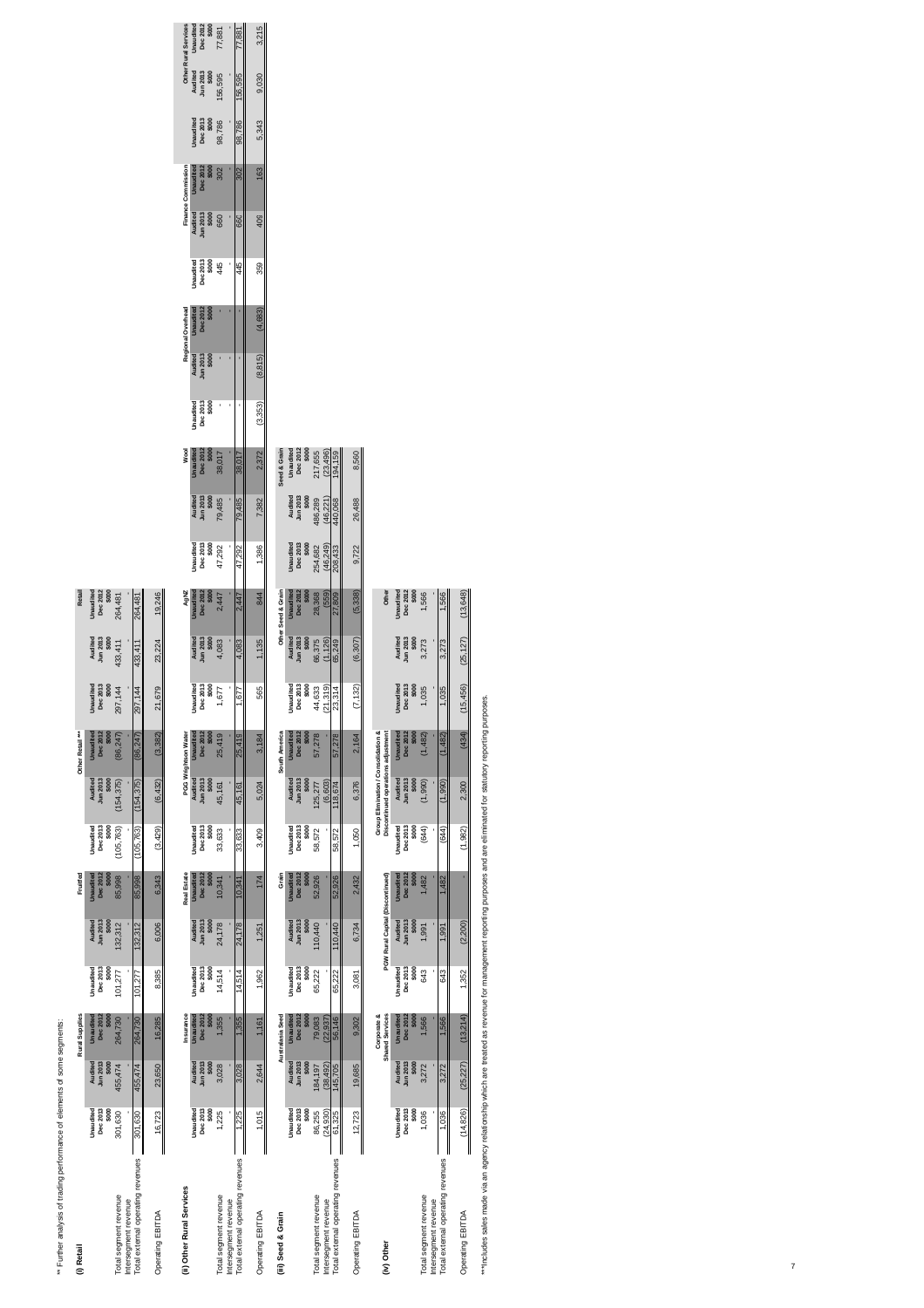** Further analysis of trading performance of elements of some segments:

**(i) Retail**

| | Rural Supplies | | | Fruitfed | | | Other Retail *** | | | Retail | | |
|---|---|---|---|---|---|---|---|---|---|---|---|---|
| | Unaudited Dec 2013 $000 | Audited Jun 2013 $000 | Unaudited Dec 2012 $000 | Unaudited Dec 2013 $000 | Audited Jun 2013 $000 | Unaudited Dec 2012 $000 | Unaudited Dec 2013 $000 | Audited Jun 2013 $000 | Unaudited Dec 2012 $000 | Unaudited Dec 2013 $000 | Audited Jun 2013 $000 | Unaudited Dec 2012 $000 |
| Total segment revenue | 301,630 | 455,474 | 264,730 | 101,277 | 132,312 | 85,998 | (105,763) | (154,375) | (86,247) | 297,144 | 433,411 | 264,481 |
| Intersegment revenue | - | - | - | - | - | - | - | - | - | - | - | - |
| Total external operating revenues | 301,630 | 455,474 | 264,730 | 101,277 | 132,312 | 85,998 | (105,763) | (154,375) | (86,247) | 297,144 | 433,411 | 264,481 |
| Operating EBITDA | 16,723 | 23,650 | 16,285 | 8,385 | 6,006 | 6,343 | (3,429) | (6,432) | (3,382) | 21,679 | 23,224 | 19,246 |

**(ii) Other Rural Services**

| | Insurance | | | Real Estate | | | PGG Wrightson Water | | | AgNZ | | |
|---|---|---|---|---|---|---|---|---|---|---|---|---|
| | Unaudited Dec 2013 $000 | Audited Jun 2013 $000 | Unaudited Dec 2012 $000 | Unaudited Dec 2013 $000 | Audited Jun 2013 $000 | Unaudited Dec 2012 $000 | Unaudited Dec 2013 $000 | Audited Jun 2013 $000 | Unaudited Dec 2012 $000 | Unaudited Dec 2013 $000 | Audited Jun 2013 $000 | Unaudited Dec 2012 $000 |
| Total segment revenue | 1,225 | 3,028 | 1,355 | 14,514 | 24,178 | 10,341 | 33,633 | 45,161 | 25,419 | 1,677 | 4,083 | 2,447 |
| Intersegment revenue | - | - | - | - | - | - | - | - | - | - | - | - |
| Total external operating revenues | 1,225 | 3,028 | 1,355 | 14,514 | 24,178 | 10,341 | 33,633 | 45,161 | 25,419 | 1,677 | 4,083 | 2,447 |
| Operating EBITDA | 1,015 | 2,644 | 1,161 | 1,962 | 1,251 | 174 | 3,409 | 5,024 | 3,184 | 565 | 1,135 | 844 |

| | Wool | | | Regional Overhead | | | Finance Commission | | | Other Rural Services | | |
|---|---|---|---|---|---|---|---|---|---|---|---|---|
| | Unaudited Dec 2013 $000 | Audited Jun 2013 $000 | Unaudited Dec 2012 $000 | Unaudited Dec 2013 $000 | Audited Jun 2013 $000 | Unaudited Dec 2012 $000 | Unaudited Dec 2013 $000 | Audited Jun 2013 $000 | Unaudited Dec 2012 $000 | Unaudited Dec 2013 $000 | Audited Jun 2013 $000 | Unaudited Dec 2012 $000 |
| Total segment revenue | 47,292 | 79,485 | 38,017 | - | - | - | 445 | 660 | 302 | 98,786 | 156,595 | 77,881 |
| Intersegment revenue | - | - | - | - | - | - | - | - | - | - | - | - |
| Total external operating revenues | 47,292 | 79,485 | 38,017 | - | - | - | 445 | 660 | 302 | 98,786 | 156,595 | 77,881 |
| Operating EBITDA | 1,386 | 7,382 | 2,372 | (3,353) | (8,815) | (4,883) | 359 | 409 | 163 | 5,343 | 9,030 | 3,215 |

**(iii) Seed & Grain**

| | Australasia Seed | | | Grain | | | South America | | | Other Seed & Grain | | | Seed & Grain | | |
|---|---|---|---|---|---|---|---|---|---|---|---|---|---|---|---|
| | Unaudited Dec 2013 $000 | Audited Jun 2013 $000 | Unaudited Dec 2012 $000 | Unaudited Dec 2013 $000 | Audited Jun 2013 $000 | Unaudited Dec 2012 $000 | Unaudited Dec 2013 $000 | Audited Jun 2013 $000 | Unaudited Dec 2012 $000 | Unaudited Dec 2013 $000 | Audited Jun 2013 $000 | Unaudited Dec 2012 $000 | Unaudited Dec 2013 $000 | Audited Jun 2013 $000 | Unaudited Dec 2012 $000 |
| Total segment revenue | 86,255 | 184,197 | 79,083 | 65,222 | 110,440 | 52,926 | 58,572 | 125,277 | 57,278 | 44,633 | 66,375 | 28,368 | 254,682 | 486,289 | 217,655 |
| Intersegment revenue | (24,930) | (38,492) | (22,937) | - | - | - | - | (6,603) | - | (21,319) | (1,126) | (559) | (46,249) | (46,221) | (23,496) |
| Total external operating revenues | 61,325 | 145,705 | 56,146 | 65,222 | 110,440 | 52,926 | 58,572 | 118,674 | 57,278 | 23,314 | 65,249 | 27,809 | 208,433 | 440,068 | 194,159 |
| Operating EBITDA | 12,723 | 19,685 | 9,302 | 3,081 | 6,734 | 2,432 | 1,050 | 6,376 | 2,164 | (7,132) | (6,307) | (5,338) | 9,722 | 26,488 | 8,560 |

**(iv) Other**

| | Corporate & Shared Services | | | PGW Rural Capital (Discontinued) | | | Group Elimination / Consolidation & Discontinued operations adjustment | | | Other | | |
|---|---|---|---|---|---|---|---|---|---|---|---|---|
| | Unaudited Dec 2013 $000 | Audited Jun 2013 $000 | Unaudited Dec 2012 $000 | Unaudited Dec 2013 $000 | Audited Jun 2013 $000 | Unaudited Dec 2012 $000 | Unaudited Dec 2013 $000 | Audited Jun 2013 $000 | Unaudited Dec 2012 $000 | Unaudited Dec 2013 $000 | Audited Jun 2013 $000 | Unaudited Dec 2012 $000 |
| Total segment revenue | 1,036 | 3,272 | 1,566 | 643 | 1,991 | 1,482 | (644) | (1,990) | (1,482) | 1,035 | 3,273 | 1,566 |
| Intersegment revenue | - | - | - | - | - | - | - | - | - | - | - | - |
| Total external operating revenues | 1,036 | 3,272 | 1,566 | 643 | 1,991 | 1,482 | (644) | (1,990) | (1,482) | 1,035 | 3,273 | 1,566 |
| Operating EBITDA | (14,826) | (25,227) | (13,214) | 1,352 | (2,200) | - | (1,982) | 2,300 | (434) | (15,456) | (25,127) | (13,648) |

***Includes sales made via an agency relationship which are treated as revenue for management reporting purposes and are eliminated for statutory reporting purposes.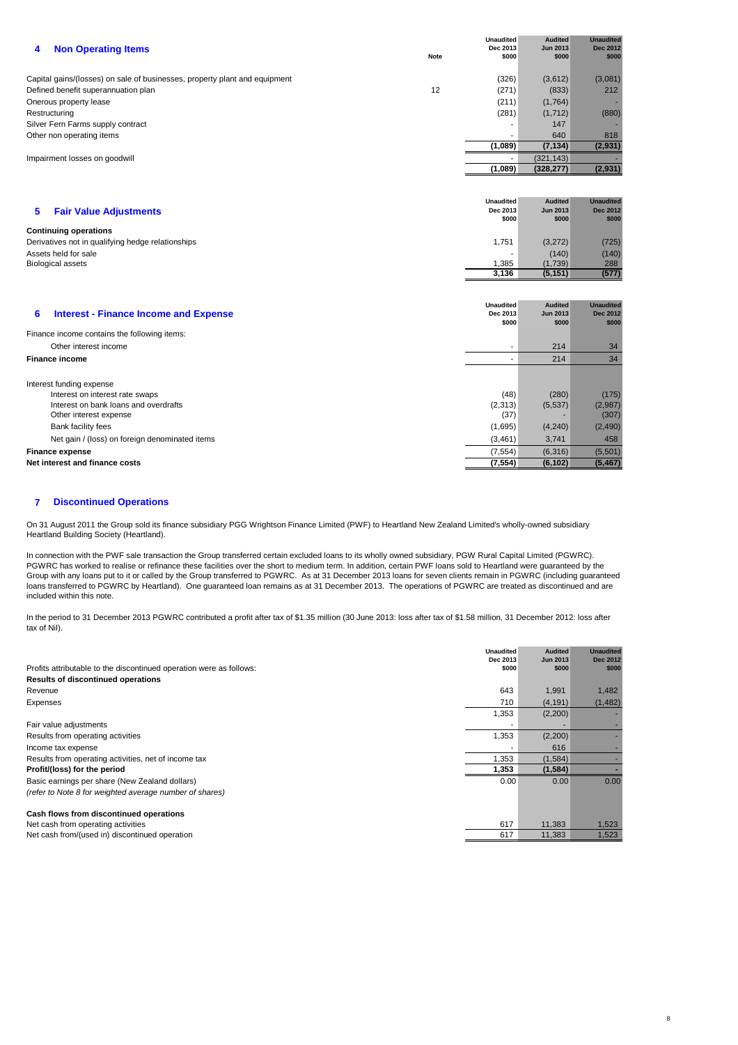## 4 Non Operating Items

| | Note | Unaudited Dec 2013 $000 | Audited Jun 2013 $000 | Unaudited Dec 2012 $000 |
|---|---|---|---|---|
| Capital gains/(losses) on sale of businesses, property plant and equipment | | (326) | (3,612) | (3,081) |
| Defined benefit superannuation plan | 12 | (271) | (833) | 212 |
| Onerous property lease | | (211) | (1,764) | - |
| Restructuring | | (281) | (1,712) | (880) |
| Silver Fern Farms supply contract | | - | 147 | - |
| Other non operating items | | - | 640 | 818 |
| | | **(1,089)** | **(7,134)** | **(2,931)** |
| Impairment losses on goodwill | | - | (321,143) | - |
| | | **(1,089)** | **(328,277)** | **(2,931)** |

## 5 Fair Value Adjustments

| | Unaudited Dec 2013 $000 | Audited Jun 2013 $000 | Unaudited Dec 2012 $000 |
|---|---|---|---|
| **Continuing operations** | | | |
| Derivatives not in qualifying hedge relationships | 1,751 | (3,272) | (725) |
| Assets held for sale | - | (140) | (140) |
| Biological assets | 1,385 | (1,739) | 288 |
| | **3,136** | **(5,151)** | **(577)** |

## 6 Interest - Finance Income and Expense

| | Unaudited Dec 2013 $000 | Audited Jun 2013 $000 | Unaudited Dec 2012 $000 |
|---|---|---|---|
| Finance income contains the following items: | | | |
| Other interest income | - | 214 | 34 |
| **Finance income** | - | 214 | 34 |
| | | | |
| Interest funding expense | | | |
| Interest on interest rate swaps | (48) | (280) | (175) |
| Interest on bank loans and overdrafts | (2,313) | (5,537) | (2,987) |
| Other interest expense | (37) | - | (307) |
| Bank facility fees | (1,695) | (4,240) | (2,490) |
| Net gain / (loss) on foreign denominated items | (3,461) | 3,741 | 458 |
| **Finance expense** | (7,554) | (6,316) | (5,501) |
| **Net interest and finance costs** | **(7,554)** | **(6,102)** | **(5,467)** |

## 7 Discontinued Operations

On 31 August 2011 the Group sold its finance subsidiary PGG Wrightson Finance Limited (PWF) to Heartland New Zealand Limited's wholly-owned subsidiary Heartland Building Society (Heartland).

In connection with the PWF sale transaction the Group transferred certain excluded loans to its wholly owned subsidiary, PGW Rural Capital Limited (PGWRC). PGWRC has worked to realise or refinance these facilities over the short to medium term. In addition, certain PWF loans sold to Heartland were guaranteed by the Group with any loans put to it or called by the Group transferred to PGWRC. As at 31 December 2013 loans for seven clients remain in PGWRC (including guaranteed loans transferred to PGWRC by Heartland). One guaranteed loan remains as at 31 December 2013. The operations of PGWRC are treated as discontinued and are included within this note.

In the period to 31 December 2013 PGWRC contributed a profit after tax of $1.35 million (30 June 2013: loss after tax of $1.58 million, 31 December 2012: loss after tax of Nil).

| | Unaudited Dec 2013 $000 | Audited Jun 2013 $000 | Unaudited Dec 2012 $000 |
|---|---|---|---|
| Profits attributable to the discontinued operation were as follows: | | | |
| **Results of discontinued operations** | | | |
| Revenue | 643 | 1,991 | 1,482 |
| Expenses | 710 | (4,191) | (1,482) |
| | 1,353 | (2,200) | - |
| Fair value adjustments | - | - | - |
| Results from operating activities | 1,353 | (2,200) | - |
| Income tax expense | - | 616 | - |
| Results from operating activities, net of income tax | 1,353 | (1,584) | - |
| **Profit/(loss) for the period** | **1,353** | **(1,584)** | **-** |
| Basic earnings per share (New Zealand dollars) | 0.00 | 0.00 | 0.00 |
| *(refer to Note 8 for weighted average number of shares)* | | | |
| | | | |
| **Cash flows from discontinued operations** | | | |
| Net cash from operating activities | 617 | 11,383 | 1,523 |
| Net cash from/(used in) discontinued operation | 617 | 11,383 | 1,523 |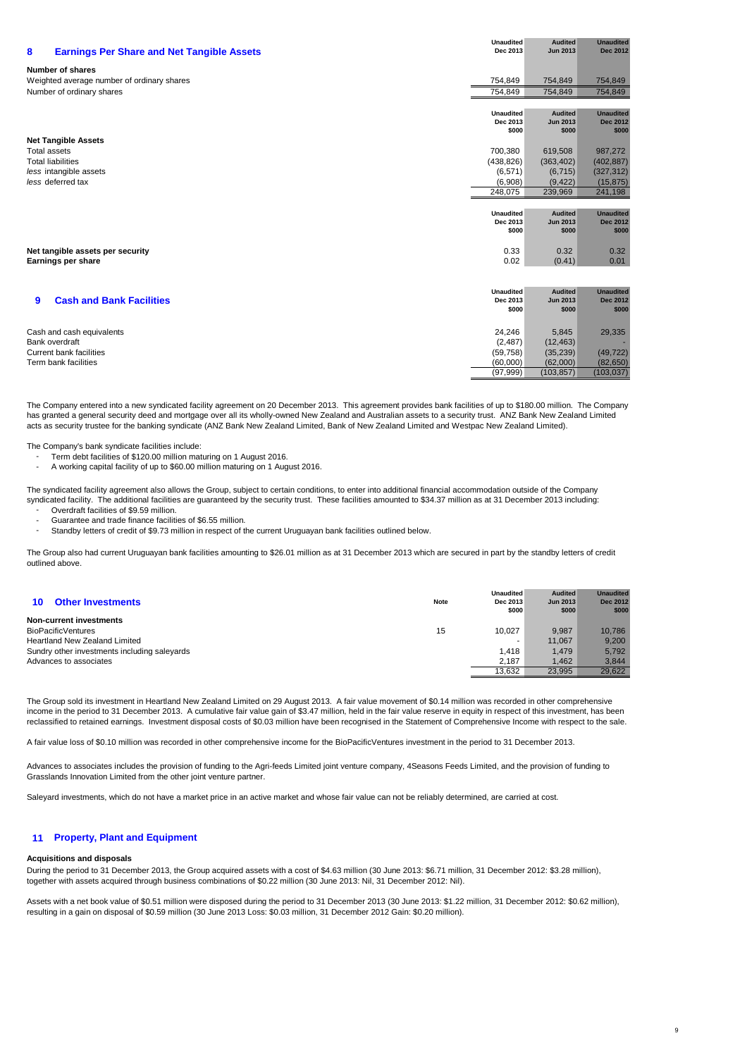## 8 Earnings Per Share and Net Tangible Assets

| | Unaudited Dec 2013 | Audited Jun 2013 | Unaudited Dec 2012 |
|---|---|---|---|
| **Number of shares** | | | |
| Weighted average number of ordinary shares | 754,849 | 754,849 | 754,849 |
| Number of ordinary shares | 754,849 | 754,849 | 754,849 |

| | Unaudited Dec 2013 $000 | Audited Jun 2013 $000 | Unaudited Dec 2012 $000 |
|---|---|---|---|
| **Net Tangible Assets** | | | |
| Total assets | 700,380 | 619,508 | 987,272 |
| Total liabilities | (438,826) | (363,402) | (402,887) |
| *less* intangible assets | (6,571) | (6,715) | (327,312) |
| *less* deferred tax | (6,908) | (9,422) | (15,875) |
| | 248,075 | 239,969 | 241,198 |

| | Unaudited Dec 2013 $000 | Audited Jun 2013 $000 | Unaudited Dec 2012 $000 |
|---|---|---|---|
| **Net tangible assets per security** | 0.33 | 0.32 | 0.32 |
| **Earnings per share** | 0.02 | (0.41) | 0.01 |

## 9 Cash and Bank Facilities

| | Unaudited Dec 2013 $000 | Audited Jun 2013 $000 | Unaudited Dec 2012 $000 |
|---|---|---|---|
| Cash and cash equivalents | 24,246 | 5,845 | 29,335 |
| Bank overdraft | (2,487) | (12,463) | - |
| Current bank facilities | (59,758) | (35,239) | (49,722) |
| Term bank facilities | (60,000) | (62,000) | (82,650) |
| | (97,999) | (103,857) | (103,037) |

The Company entered into a new syndicated facility agreement on 20 December 2013. This agreement provides bank facilities of up to $180.00 million. The Company has granted a general security deed and mortgage over all its wholly-owned New Zealand and Australian assets to a security trust. ANZ Bank New Zealand Limited acts as security trustee for the banking syndicate (ANZ Bank New Zealand Limited, Bank of New Zealand Limited and Westpac New Zealand Limited).

The Company's bank syndicate facilities include:

- Term debt facilities of $120.00 million maturing on 1 August 2016.
- A working capital facility of up to $60.00 million maturing on 1 August 2016.

The syndicated facility agreement also allows the Group, subject to certain conditions, to enter into additional financial accommodation outside of the Company syndicated facility. The additional facilities are guaranteed by the security trust. These facilities amounted to $34.37 million as at 31 December 2013 including:

- Overdraft facilities of $9.59 million.
- Guarantee and trade finance facilities of $6.55 million.
- Standby letters of credit of $9.73 million in respect of the current Uruguayan bank facilities outlined below.

The Group also had current Uruguayan bank facilities amounting to $26.01 million as at 31 December 2013 which are secured in part by the standby letters of credit outlined above.

## 10 Other Investments

| | Note | Unaudited Dec 2013 $000 | Audited Jun 2013 $000 | Unaudited Dec 2012 $000 |
|---|---|---|---|---|
| **Non-current investments** | | | | |
| BioPacificVentures | 15 | 10,027 | 9,987 | 10,786 |
| Heartland New Zealand Limited | | - | 11,067 | 9,200 |
| Sundry other investments including saleyards | | 1,418 | 1,479 | 5,792 |
| Advances to associates | | 2,187 | 1,462 | 3,844 |
| | | 13,632 | 23,995 | 29,622 |

The Group sold its investment in Heartland New Zealand Limited on 29 August 2013. A fair value movement of $0.14 million was recorded in other comprehensive income in the period to 31 December 2013. A cumulative fair value gain of $3.47 million, held in the fair value reserve in equity in respect of this investment, has been reclassified to retained earnings. Investment disposal costs of $0.03 million have been recognised in the Statement of Comprehensive Income with respect to the sale.

A fair value loss of $0.10 million was recorded in other comprehensive income for the BioPacificVentures investment in the period to 31 December 2013.

Advances to associates includes the provision of funding to the Agri-feeds Limited joint venture company, 4Seasons Feeds Limited, and the provision of funding to Grasslands Innovation Limited from the other joint venture partner.

Saleyard investments, which do not have a market price in an active market and whose fair value can not be reliably determined, are carried at cost.

## 11 Property, Plant and Equipment

### Acquisitions and disposals

During the period to 31 December 2013, the Group acquired assets with a cost of $4.63 million (30 June 2013: $6.71 million, 31 December 2012: $3.28 million), together with assets acquired through business combinations of $0.22 million (30 June 2013: Nil, 31 December 2012: Nil).

Assets with a net book value of $0.51 million were disposed during the period to 31 December 2013 (30 June 2013: $1.22 million, 31 December 2012: $0.62 million), resulting in a gain on disposal of $0.59 million (30 June 2013 Loss: $0.03 million, 31 December 2012 Gain: $0.20 million).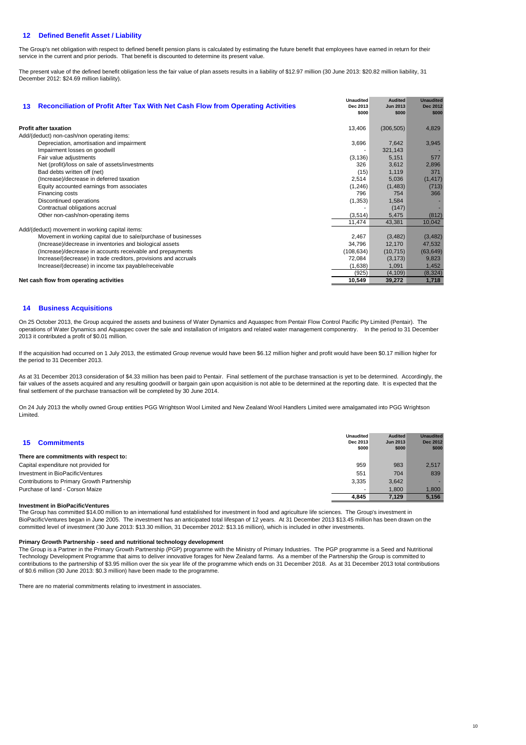## 12 Defined Benefit Asset / Liability

The Group's net obligation with respect to defined benefit pension plans is calculated by estimating the future benefit that employees have earned in return for their service in the current and prior periods. That benefit is discounted to determine its present value.

The present value of the defined benefit obligation less the fair value of plan assets results in a liability of $12.97 million (30 June 2013: $20.82 million liability, 31 December 2012: $24.69 million liability).

## 13 Reconciliation of Profit After Tax With Net Cash Flow from Operating Activities

| | Unaudited Dec 2013 $000 | Audited Jun 2013 $000 | Unaudited Dec 2012 $000 |
|---|---|---|---|
| **Profit after taxation** | 13,406 | (306,505) | 4,829 |
| Add/(deduct) non-cash/non operating items: | | | |
| Depreciation, amortisation and impairment | 3,696 | 7,642 | 3,945 |
| Impairment losses on goodwill | - | 321,143 | - |
| Fair value adjustments | (3,136) | 5,151 | 577 |
| Net (profit)/loss on sale of assets/investments | 326 | 3,612 | 2,896 |
| Bad debts written off (net) | (15) | 1,119 | 371 |
| (Increase)/decrease in deferred taxation | 2,514 | 5,036 | (1,417) |
| Equity accounted earnings from associates | (1,246) | (1,483) | (713) |
| Financing costs | 796 | 754 | 366 |
| Discontinued operations | (1,353) | 1,584 | - |
| Contractual obligations accrual | - | (147) | - |
| Other non-cash/non-operating items | (3,514) | 5,475 | (812) |
| | 11,474 | 43,381 | 10,042 |
| Add/(deduct) movement in working capital items: | | | |
| Movement in working capital due to sale/purchase of businesses | 2,467 | (3,482) | (3,482) |
| (Increase)/decrease in inventories and biological assets | 34,796 | 12,170 | 47,532 |
| (Increase)/decrease in accounts receivable and prepayments | (108,634) | (10,715) | (63,649) |
| Increase/(decrease) in trade creditors, provisions and accruals | 72,084 | (3,173) | 9,823 |
| Increase/(decrease) in income tax payable/receivable | (1,638) | 1,091 | 1,452 |
| | (925) | (4,109) | (8,324) |
| **Net cash flow from operating activities** | **10,549** | **39,272** | **1,718** |

## 14 Business Acquisitions

On 25 October 2013, the Group acquired the assets and business of Water Dynamics and Aquaspec from Pentair Flow Control Pacific Pty Limited (Pentair). The operations of Water Dynamics and Aquaspec cover the sale and installation of irrigators and related water management componentry. In the period to 31 December 2013 it contributed a profit of $0.01 million.

If the acquisition had occurred on 1 July 2013, the estimated Group revenue would have been $6.12 million higher and profit would have been $0.17 million higher for the period to 31 December 2013.

As at 31 December 2013 consideration of $4.33 million has been paid to Pentair. Final settlement of the purchase transaction is yet to be determined. Accordingly, the fair values of the assets acquired and any resulting goodwill or bargain gain upon acquisition is not able to be determined at the reporting date. It is expected that the final settlement of the purchase transaction will be completed by 30 June 2014.

On 24 July 2013 the wholly owned Group entities PGG Wrightson Wool Limited and New Zealand Wool Handlers Limited were amalgamated into PGG Wrightson Limited.

## 15 Commitments

| | Unaudited Dec 2013 $000 | Audited Jun 2013 $000 | Unaudited Dec 2012 $000 |
|---|---|---|---|
| **There are commitments with respect to:** | | | |
| Capital expenditure not provided for | 959 | 983 | 2,517 |
| Investment in BioPacificVentures | 551 | 704 | 839 |
| Contributions to Primary Growth Partnership | 3,335 | 3,642 | - |
| Purchase of land - Corson Maize | - | 1,800 | 1,800 |
| | **4,845** | **7,129** | **5,156** |

**Investment in BioPacificVentures**

The Group has committed $14.00 million to an international fund established for investment in food and agriculture life sciences. The Group's investment in BioPacificVentures began in June 2005. The investment has an anticipated total lifespan of 12 years. At 31 December 2013 $13.45 million has been drawn on the committed level of investment (30 June 2013: $13.30 million, 31 December 2012: $13.16 million), which is included in other investments.

**Primary Growth Partnership - seed and nutritional technology development**

The Group is a Partner in the Primary Growth Partnership (PGP) programme with the Ministry of Primary Industries. The PGP programme is a Seed and Nutritional Technology Development Programme that aims to deliver innovative forages for New Zealand farms. As a member of the Partnership the Group is committed to contributions to the partnership of $3.95 million over the six year life of the programme which ends on 31 December 2018. As at 31 December 2013 total contributions of $0.6 million (30 June 2013: $0.3 million) have been made to the programme.

There are no material commitments relating to investment in associates.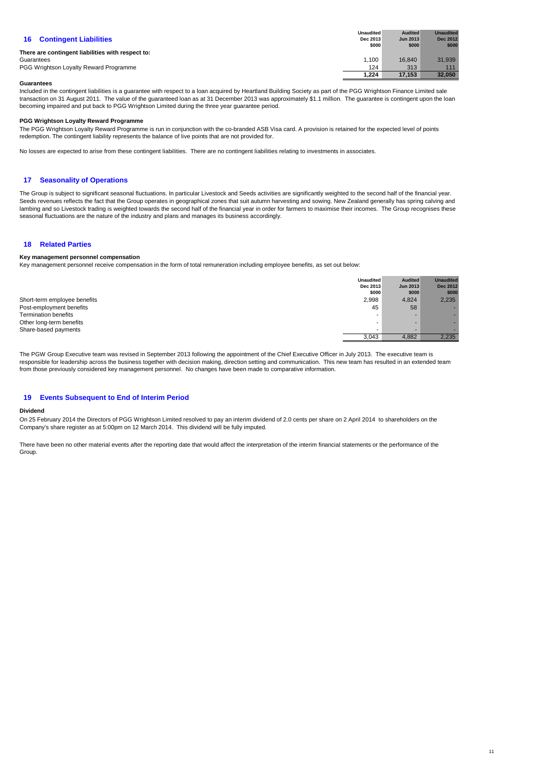## 16 Contingent Liabilities

| | Unaudited Dec 2013 $000 | Audited Jun 2013 $000 | Unaudited Dec 2012 $000 |
|---|---|---|---|
| **There are contingent liabilities with respect to:** | | | |
| Guarantees | 1,100 | 16,840 | 31,939 |
| PGG Wrightson Loyalty Reward Programme | 124 | 313 | 111 |
| | **1,224** | **17,153** | **32,050** |

**Guarantees**

Included in the contingent liabilities is a guarantee with respect to a loan acquired by Heartland Building Society as part of the PGG Wrightson Finance Limited sale transaction on 31 August 2011. The value of the guaranteed loan as at 31 December 2013 was approximately $1.1 million. The guarantee is contingent upon the loan becoming impaired and put back to PGG Wrightson Limited during the three year guarantee period.

**PGG Wrightson Loyalty Reward Programme**

The PGG Wrightson Loyalty Reward Programme is run in conjunction with the co-branded ASB Visa card. A provision is retained for the expected level of points redemption. The contingent liability represents the balance of live points that are not provided for.

No losses are expected to arise from these contingent liabilities. There are no contingent liabilities relating to investments in associates.

## 17 Seasonality of Operations

The Group is subject to significant seasonal fluctuations. In particular Livestock and Seeds activities are significantly weighted to the second half of the financial year. Seeds revenues reflects the fact that the Group operates in geographical zones that suit autumn harvesting and sowing. New Zealand generally has spring calving and lambing and so Livestock trading is weighted towards the second half of the financial year in order for farmers to maximise their incomes. The Group recognises these seasonal fluctuations are the nature of the industry and plans and manages its business accordingly.

## 18 Related Parties

**Key management personnel compensation**

Key management personnel receive compensation in the form of total remuneration including employee benefits, as set out below:

| | Unaudited Dec 2013 $000 | Audited Jun 2013 $000 | Unaudited Dec 2012 $000 |
|---|---|---|---|
| Short-term employee benefits | 2,998 | 4,824 | 2,235 |
| Post-employment benefits | 45 | 58 | - |
| Termination benefits | - | - | - |
| Other long-term benefits | - | - | - |
| Share-based payments | - | - | - |
| | 3,043 | 4,882 | 2,235 |

The PGW Group Executive team was revised in September 2013 following the appointment of the Chief Executive Officer in July 2013. The executive team is responsible for leadership across the business together with decision making, direction setting and communication. This new team has resulted in an extended team from those previously considered key management personnel. No changes have been made to comparative information.

## 19 Events Subsequent to End of Interim Period

**Dividend**

On 25 February 2014 the Directors of PGG Wrightson Limited resolved to pay an interim dividend of 2.0 cents per share on 2 April 2014 to shareholders on the Company's share register as at 5:00pm on 12 March 2014. This dividend will be fully imputed.

There have been no other material events after the reporting date that would affect the interpretation of the interim financial statements or the performance of the Group.